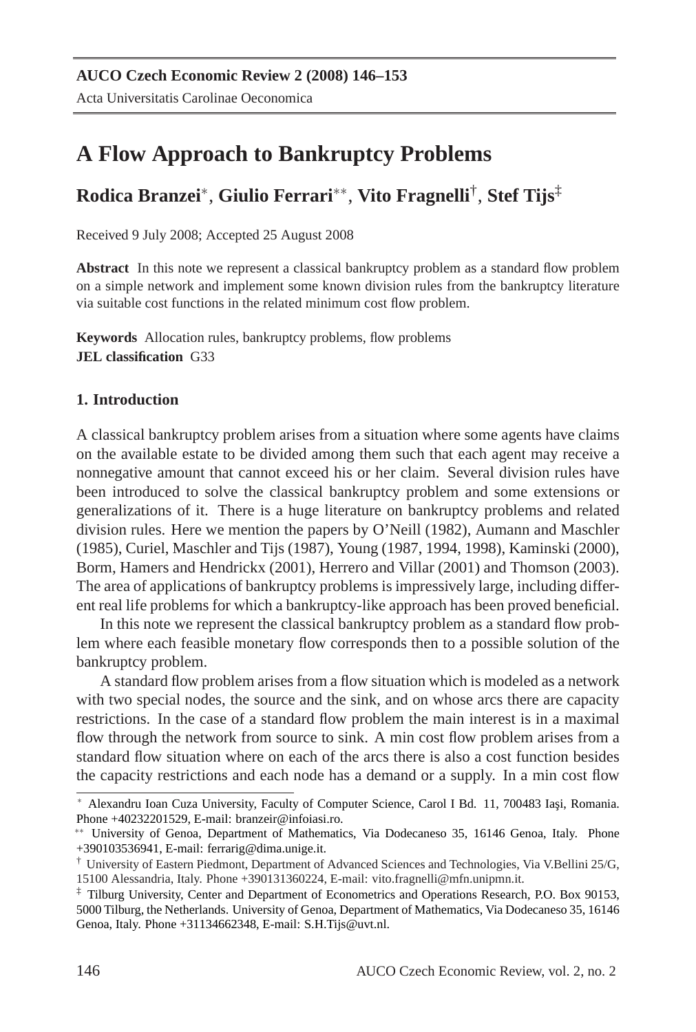# A Flow Approach to Bankruptcy Problems

**Rodica Branzei**[*], **Giulio Ferrari**[**], **Vito Fragnelli**[†], **Stef Tijs**[‡]

Received 9 July 2008; Accepted 25 August 2008

**Abstract** In this note we represent a classical bankruptcy problem as a standard flow problem on a simple network and implement some known division rules from the bankruptcy literature via suitable cost functions in the related minimum cost flow problem.

**Keywords** Allocation rules, bankruptcy problems, flow problems
**JEL classification** G33

## 1. Introduction

A classical bankruptcy problem arises from a situation where some agents have claims on the available estate to be divided among them such that each agent may receive a nonnegative amount that cannot exceed his or her claim. Several division rules have been introduced to solve the classical bankruptcy problem and some extensions or generalizations of it. There is a huge literature on bankruptcy problems and related division rules. Here we mention the papers by O'Neill (1982), Aumann and Maschler (1985), Curiel, Maschler and Tijs (1987), Young (1987, 1994, 1998), Kaminski (2000), Borm, Hamers and Hendrickx (2001), Herrero and Villar (2001) and Thomson (2003). The area of applications of bankruptcy problems is impressively large, including different real life problems for which a bankruptcy-like approach has been proved beneficial.

In this note we represent the classical bankruptcy problem as a standard flow problem where each feasible monetary flow corresponds then to a possible solution of the bankruptcy problem.

A standard flow problem arises from a flow situation which is modeled as a network with two special nodes, the source and the sink, and on whose arcs there are capacity restrictions. In the case of a standard flow problem the main interest is in a maximal flow through the network from source to sink. A min cost flow problem arises from a standard flow situation where on each of the arcs there is also a cost function besides the capacity restrictions and each node has a demand or a supply. In a min cost flow

---

[*] Alexandru Ioan Cuza University, Faculty of Computer Science, Carol I Bd. 11, 700483 Iaşi, Romania. Phone +40232201529, E-mail: branzeir@infoiasi.ro.

[**] University of Genoa, Department of Mathematics, Via Dodecaneso 35, 16146 Genoa, Italy. Phone +390103536941, E-mail: ferrarig@dima.unige.it.

[†] University of Eastern Piedmont, Department of Advanced Sciences and Technologies, Via V.Bellini 25/G, 15100 Alessandria, Italy. Phone +390131360224, E-mail: vito.fragnelli@mfn.unipmn.it.

[‡] Tilburg University, Center and Department of Econometrics and Operations Research, P.O. Box 90153, 5000 Tilburg, the Netherlands. University of Genoa, Department of Mathematics, Via Dodecaneso 35, 16146 Genoa, Italy. Phone +31134662348, E-mail: S.H.Tijs@uvt.nl.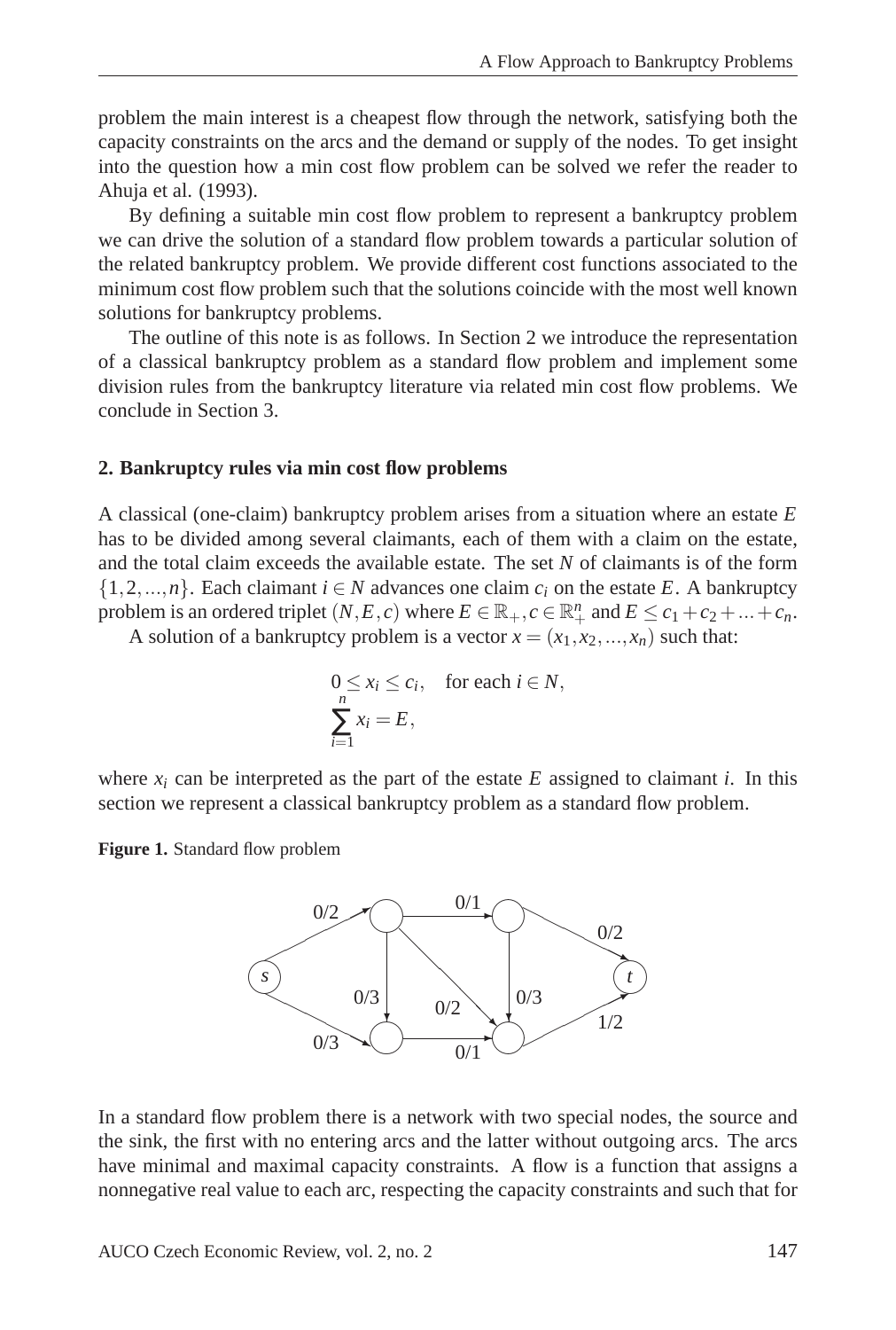problem the main interest is a cheapest flow through the network, satisfying both the capacity constraints on the arcs and the demand or supply of the nodes. To get insight into the question how a min cost flow problem can be solved we refer the reader to Ahuja et al. (1993).

By defining a suitable min cost flow problem to represent a bankruptcy problem we can drive the solution of a standard flow problem towards a particular solution of the related bankruptcy problem. We provide different cost functions associated to the minimum cost flow problem such that the solutions coincide with the most well known solutions for bankruptcy problems.

The outline of this note is as follows. In Section 2 we introduce the representation of a classical bankruptcy problem as a standard flow problem and implement some division rules from the bankruptcy literature via related min cost flow problems. We conclude in Section 3.

## 2. Bankruptcy rules via min cost flow problems

A classical (one-claim) bankruptcy problem arises from a situation where an estate $E$ has to be divided among several claimants, each of them with a claim on the estate, and the total claim exceeds the available estate. The set $N$ of claimants is of the form $\{1,2,...,n\}$. Each claimant $i \in N$ advances one claim $c_i$ on the estate $E$. A bankruptcy problem is an ordered triplet $(N,E,c)$ where $E \in \mathbb{R}_+, c \in \mathbb{R}^n_+$ and $E \leq c_1 + c_2 + ... + c_n$.

A solution of a bankruptcy problem is a vector $x = (x_1, x_2, ..., x_n)$ such that:

$$0 \leq x_i \leq c_i, \quad \text{for each } i \in N,$$
$$\sum_{i=1}^{n} x_i = E,$$

where $x_i$ can be interpreted as the part of the estate $E$ assigned to claimant $i$. In this section we represent a classical bankruptcy problem as a standard flow problem.

**Figure 1.** Standard flow problem

In a standard flow problem there is a network with two special nodes, the source and the sink, the first with no entering arcs and the latter without outgoing arcs. The arcs have minimal and maximal capacity constraints. A flow is a function that assigns a nonnegative real value to each arc, respecting the capacity constraints and such that for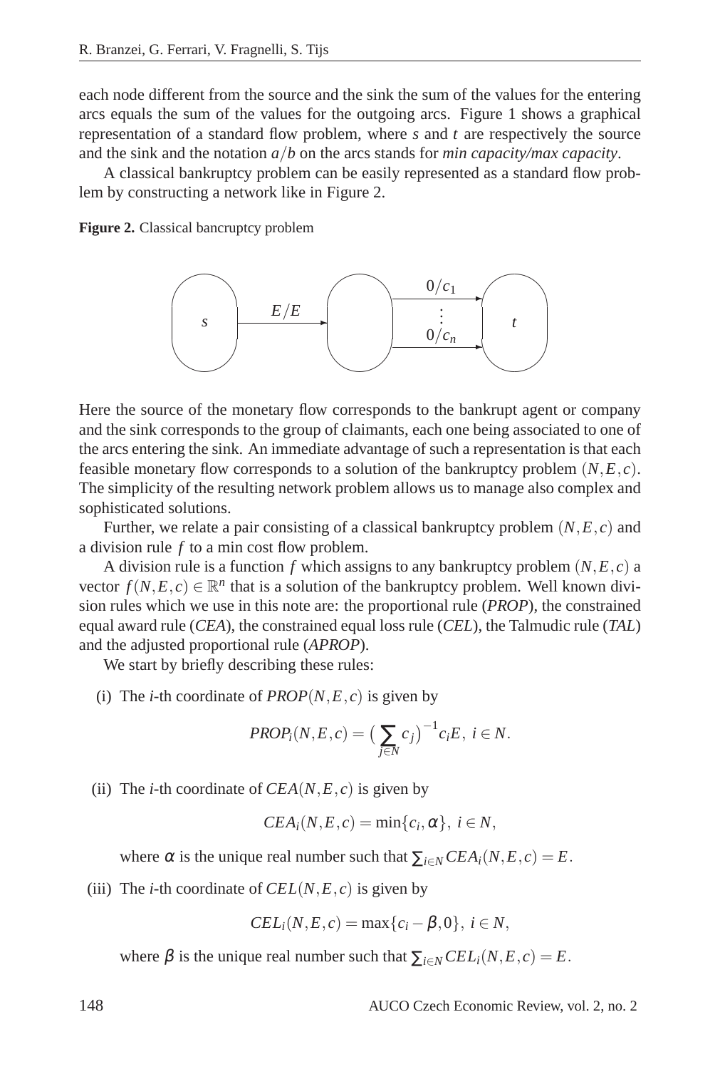each node different from the source and the sink the sum of the values for the entering arcs equals the sum of the values for the outgoing arcs. Figure 1 shows a graphical representation of a standard flow problem, where $s$ and $t$ are respectively the source and the sink and the notation $a/b$ on the arcs stands for *min capacity/max capacity*.

A classical bankruptcy problem can be easily represented as a standard flow problem by constructing a network like in Figure 2.

**Figure 2.** Classical bancruptcy problem

Here the source of the monetary flow corresponds to the bankrupt agent or company and the sink corresponds to the group of claimants, each one being associated to one of the arcs entering the sink. An immediate advantage of such a representation is that each feasible monetary flow corresponds to a solution of the bankruptcy problem $(N, E, c)$. The simplicity of the resulting network problem allows us to manage also complex and sophisticated solutions.

Further, we relate a pair consisting of a classical bankruptcy problem $(N, E, c)$ and a division rule $f$ to a min cost flow problem.

A division rule is a function $f$ which assigns to any bankruptcy problem $(N, E, c)$ a vector $f(N, E, c) \in \mathbb{R}^n$ that is a solution of the bankruptcy problem. Well known division rules which we use in this note are: the proportional rule (*PROP*), the constrained equal award rule (*CEA*), the constrained equal loss rule (*CEL*), the Talmudic rule (*TAL*) and the adjusted proportional rule (*APROP*).

We start by briefly describing these rules:

(i) The $i$-th coordinate of $PROP(N, E, c)$ is given by

$$PROP_i(N, E, c) = \Big(\sum_{j \in N} c_j\Big)^{-1} c_i E, \ i \in N.$$

(ii) The $i$-th coordinate of $CEA(N, E, c)$ is given by

$$CEA_i(N, E, c) = \min\{c_i, \alpha\}, \ i \in N,$$

where $\alpha$ is the unique real number such that $\sum_{i \in N} CEA_i(N, E, c) = E$.

(iii) The $i$-th coordinate of $CEL(N, E, c)$ is given by

$$CEL_i(N, E, c) = \max\{c_i - \beta, 0\}, \ i \in N,$$

where $\beta$ is the unique real number such that $\sum_{i \in N} CEL_i(N, E, c) = E$.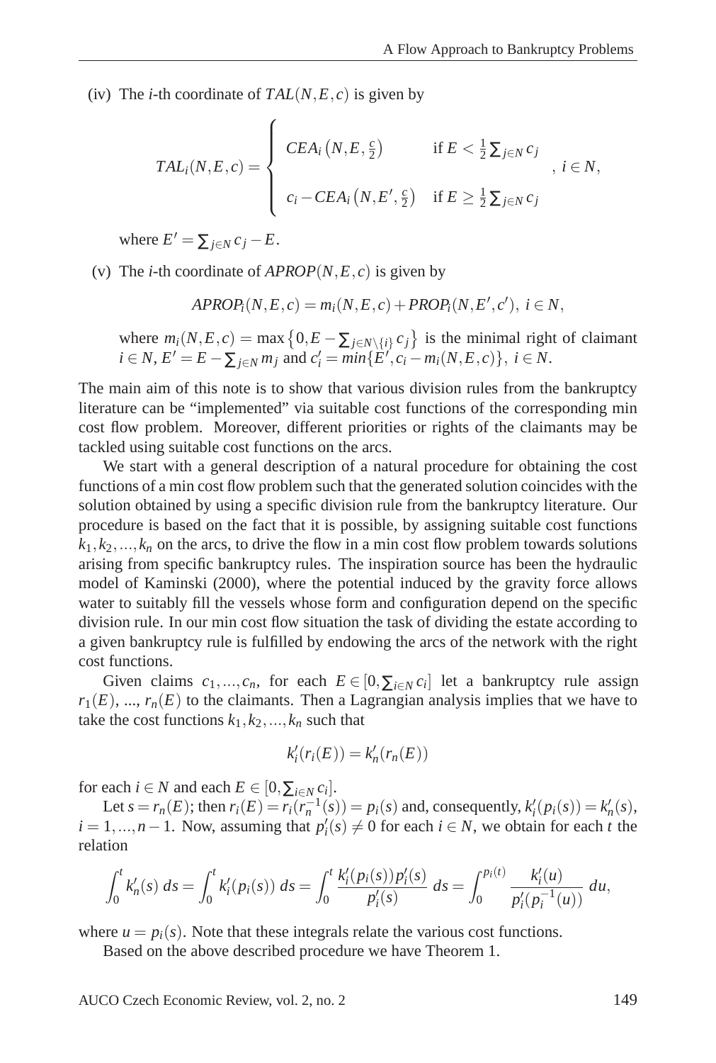(iv) The $i$-th coordinate of $TAL(N,E,c)$ is given by

$$TAL_i(N,E,c) = \begin{cases} CEA_i\left(N,E,\frac{c}{2}\right) & \text{if } E < \frac{1}{2}\sum_{j\in N} c_j \\ c_i - CEA_i\left(N,E',\frac{c}{2}\right) & \text{if } E \geq \frac{1}{2}\sum_{j\in N} c_j \end{cases}, \ i \in N,$$

where $E' = \sum_{j\in N} c_j - E$.

(v) The $i$-th coordinate of $APROP(N,E,c)$ is given by

$$APROP_i(N,E,c) = m_i(N,E,c) + PROP_i(N,E',c'), \ i \in N,$$

where $m_i(N,E,c) = \max\left\{0, E - \sum_{j\in N\setminus\{i\}} c_j\right\}$ is the minimal right of claimant $i \in N$, $E' = E - \sum_{j\in N} m_j$ and $c'_i = min\{E', c_i - m_i(N,E,c)\}$, $i \in N$.

The main aim of this note is to show that various division rules from the bankruptcy literature can be "implemented" via suitable cost functions of the corresponding min cost flow problem. Moreover, different priorities or rights of the claimants may be tackled using suitable cost functions on the arcs.

We start with a general description of a natural procedure for obtaining the cost functions of a min cost flow problem such that the generated solution coincides with the solution obtained by using a specific division rule from the bankruptcy literature. Our procedure is based on the fact that it is possible, by assigning suitable cost functions $k_1, k_2, \ldots, k_n$ on the arcs, to drive the flow in a min cost flow problem towards solutions arising from specific bankruptcy rules. The inspiration source has been the hydraulic model of Kaminski (2000), where the potential induced by the gravity force allows water to suitably fill the vessels whose form and configuration depend on the specific division rule. In our min cost flow situation the task of dividing the estate according to a given bankruptcy rule is fulfilled by endowing the arcs of the network with the right cost functions.

Given claims $c_1, \ldots, c_n$, for each $E \in [0, \sum_{i\in N} c_i]$ let a bankruptcy rule assign $r_1(E)$, ..., $r_n(E)$ to the claimants. Then a Lagrangian analysis implies that we have to take the cost functions $k_1, k_2, \ldots, k_n$ such that

$$k'_i(r_i(E)) = k'_n(r_n(E))$$

for each $i \in N$ and each $E \in [0, \sum_{i\in N} c_i]$.

Let $s = r_n(E)$; then $r_i(E) = r_i(r_n^{-1}(s)) = p_i(s)$ and, consequently, $k'_i(p_i(s)) = k'_n(s)$, $i = 1, \ldots, n-1$. Now, assuming that $p'_i(s) \neq 0$ for each $i \in N$, we obtain for each $t$ the relation

$$\int_0^t k'_n(s)\, ds = \int_0^t k'_i(p_i(s))\, ds = \int_0^t \frac{k'_i(p_i(s))p'_i(s)}{p'_i(s)}\, ds = \int_0^{p_i(t)} \frac{k'_i(u)}{p'_i(p_i^{-1}(u))}\, du,$$

where $u = p_i(s)$. Note that these integrals relate the various cost functions.

Based on the above described procedure we have Theorem 1.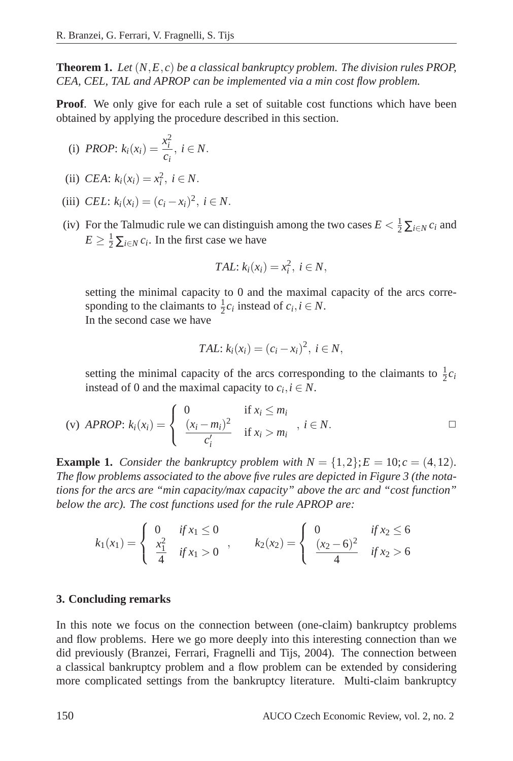**Theorem 1.** *Let $(N, E, c)$ be a classical bankruptcy problem. The division rules PROP, CEA, CEL, TAL and APROP can be implemented via a min cost flow problem.*

**Proof**. We only give for each rule a set of suitable cost functions which have been obtained by applying the procedure described in this section.

(i) *PROP*: $k_i(x_i) = \dfrac{x_i^2}{c_i},\ i \in N.$

(ii) *CEA*: $k_i(x_i) = x_i^2,\ i \in N.$

(iii) *CEL*: $k_i(x_i) = (c_i - x_i)^2,\ i \in N.$

(iv) For the Talmudic rule we can distinguish among the two cases $E < \frac{1}{2}\sum_{i\in N} c_i$ and $E \geq \frac{1}{2}\sum_{i\in N} c_i$. In the first case we have

$$TAL\text{: } k_i(x_i) = x_i^2,\ i \in N,$$

setting the minimal capacity to 0 and the maximal capacity of the arcs corresponding to the claimants to $\frac{1}{2}c_i$ instead of $c_i, i \in N$.
In the second case we have

$$TAL\text{: } k_i(x_i) = (c_i - x_i)^2,\ i \in N,$$

setting the minimal capacity of the arcs corresponding to the claimants to $\frac{1}{2}c_i$ instead of 0 and the maximal capacity to $c_i, i \in N$.

(v) *APROP*: $k_i(x_i) = \begin{cases} 0 & \text{if } x_i \leq m_i \\ \dfrac{(x_i - m_i)^2}{c_i'} & \text{if } x_i > m_i \end{cases},\ i \in N.$ □

**Example 1.** *Consider the bankruptcy problem with $N = \{1,2\}; E = 10; c = (4,12)$. The flow problems associated to the above five rules are depicted in Figure 3 (the notations for the arcs are "min capacity/max capacity" above the arc and "cost function" below the arc). The cost functions used for the rule APROP are:*

$$k_1(x_1) = \begin{cases} 0 & \text{if } x_1 \leq 0 \\ \dfrac{x_1^2}{4} & \text{if } x_1 > 0 \end{cases}, \qquad k_2(x_2) = \begin{cases} 0 & \text{if } x_2 \leq 6 \\ \dfrac{(x_2 - 6)^2}{4} & \text{if } x_2 > 6 \end{cases}$$

### 3. Concluding remarks

In this note we focus on the connection between (one-claim) bankruptcy problems and flow problems. Here we go more deeply into this interesting connection than we did previously (Branzei, Ferrari, Fragnelli and Tijs, 2004). The connection between a classical bankruptcy problem and a flow problem can be extended by considering more complicated settings from the bankruptcy literature. Multi-claim bankruptcy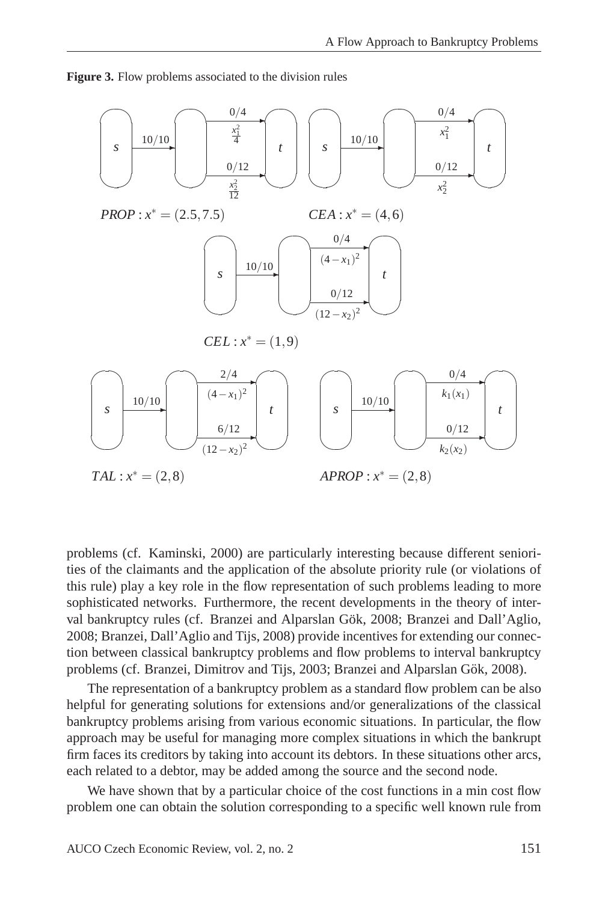**Figure 3.** Flow problems associated to the division rules

$PROP: x^* = (2.5, 7.5)$

$CEA: x^* = (4, 6)$

$CEL: x^* = (1, 9)$

$TAL: x^* = (2, 8)$

$APROP: x^* = (2, 8)$

problems (cf. Kaminski, 2000) are particularly interesting because different seniorities of the claimants and the application of the absolute priority rule (or violations of this rule) play a key role in the flow representation of such problems leading to more sophisticated networks. Furthermore, the recent developments in the theory of interval bankruptcy rules (cf. Branzei and Alparslan Gök, 2008; Branzei and Dall'Aglio, 2008; Branzei, Dall'Aglio and Tijs, 2008) provide incentives for extending our connection between classical bankruptcy problems and flow problems to interval bankruptcy problems (cf. Branzei, Dimitrov and Tijs, 2003; Branzei and Alparslan Gök, 2008).

The representation of a bankruptcy problem as a standard flow problem can be also helpful for generating solutions for extensions and/or generalizations of the classical bankruptcy problems arising from various economic situations. In particular, the flow approach may be useful for managing more complex situations in which the bankrupt firm faces its creditors by taking into account its debtors. In these situations other arcs, each related to a debtor, may be added among the source and the second node.

We have shown that by a particular choice of the cost functions in a min cost flow problem one can obtain the solution corresponding to a specific well known rule from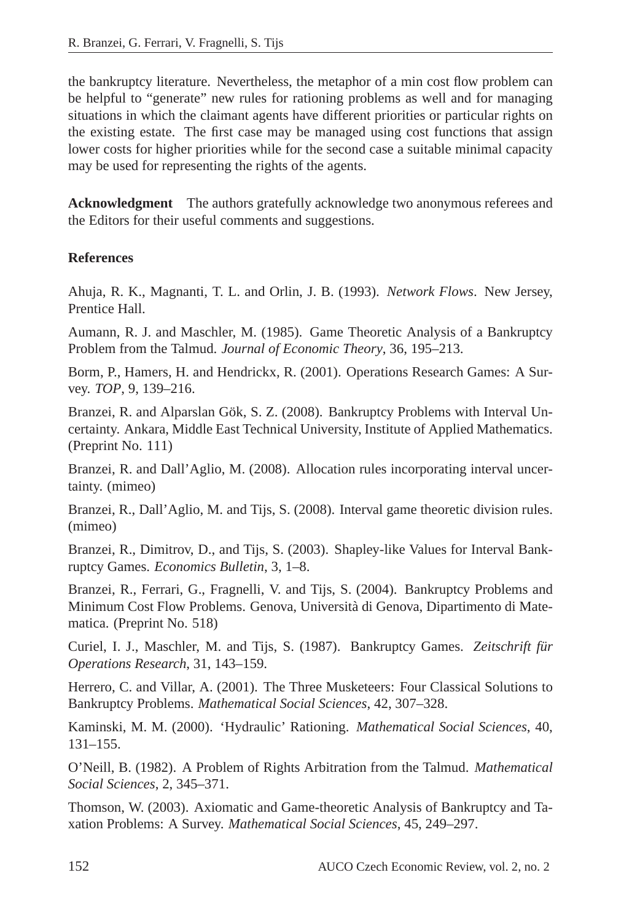the bankruptcy literature. Nevertheless, the metaphor of a min cost flow problem can be helpful to "generate" new rules for rationing problems as well and for managing situations in which the claimant agents have different priorities or particular rights on the existing estate. The first case may be managed using cost functions that assign lower costs for higher priorities while for the second case a suitable minimal capacity may be used for representing the rights of the agents.

**Acknowledgment** The authors gratefully acknowledge two anonymous referees and the Editors for their useful comments and suggestions.

**References**

Ahuja, R. K., Magnanti, T. L. and Orlin, J. B. (1993). *Network Flows*. New Jersey, Prentice Hall.

Aumann, R. J. and Maschler, M. (1985). Game Theoretic Analysis of a Bankruptcy Problem from the Talmud. *Journal of Economic Theory*, 36, 195–213.

Borm, P., Hamers, H. and Hendrickx, R. (2001). Operations Research Games: A Survey. *TOP*, 9, 139–216.

Branzei, R. and Alparslan Gök, S. Z. (2008). Bankruptcy Problems with Interval Uncertainty. Ankara, Middle East Technical University, Institute of Applied Mathematics. (Preprint No. 111)

Branzei, R. and Dall'Aglio, M. (2008). Allocation rules incorporating interval uncertainty. (mimeo)

Branzei, R., Dall'Aglio, M. and Tijs, S. (2008). Interval game theoretic division rules. (mimeo)

Branzei, R., Dimitrov, D., and Tijs, S. (2003). Shapley-like Values for Interval Bankruptcy Games. *Economics Bulletin*, 3, 1–8.

Branzei, R., Ferrari, G., Fragnelli, V. and Tijs, S. (2004). Bankruptcy Problems and Minimum Cost Flow Problems. Genova, Università di Genova, Dipartimento di Matematica. (Preprint No. 518)

Curiel, I. J., Maschler, M. and Tijs, S. (1987). Bankruptcy Games. *Zeitschrift für Operations Research*, 31, 143–159.

Herrero, C. and Villar, A. (2001). The Three Musketeers: Four Classical Solutions to Bankruptcy Problems. *Mathematical Social Sciences*, 42, 307–328.

Kaminski, M. M. (2000). 'Hydraulic' Rationing. *Mathematical Social Sciences*, 40, 131–155.

O'Neill, B. (1982). A Problem of Rights Arbitration from the Talmud. *Mathematical Social Sciences*, 2, 345–371.

Thomson, W. (2003). Axiomatic and Game-theoretic Analysis of Bankruptcy and Taxation Problems: A Survey. *Mathematical Social Sciences*, 45, 249–297.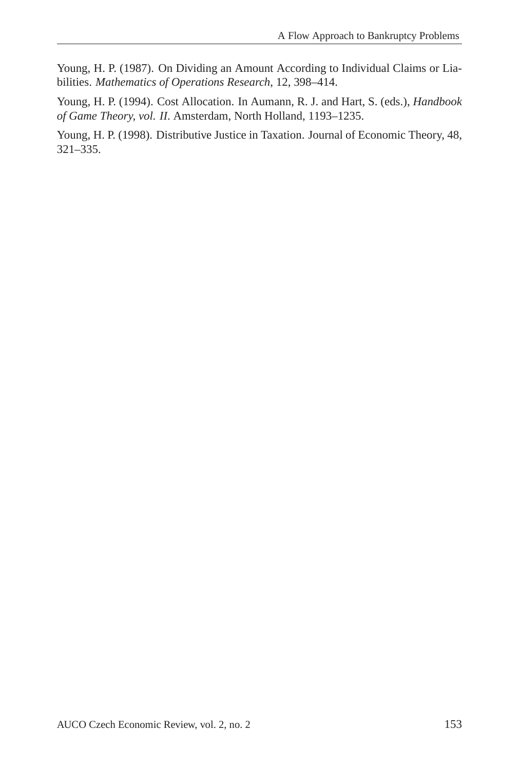Young, H. P. (1987). On Dividing an Amount According to Individual Claims or Liabilities. *Mathematics of Operations Research*, 12, 398–414.

Young, H. P. (1994). Cost Allocation. In Aumann, R. J. and Hart, S. (eds.), *Handbook of Game Theory, vol. II*. Amsterdam, North Holland, 1193–1235.

Young, H. P. (1998). Distributive Justice in Taxation. Journal of Economic Theory, 48, 321–335.